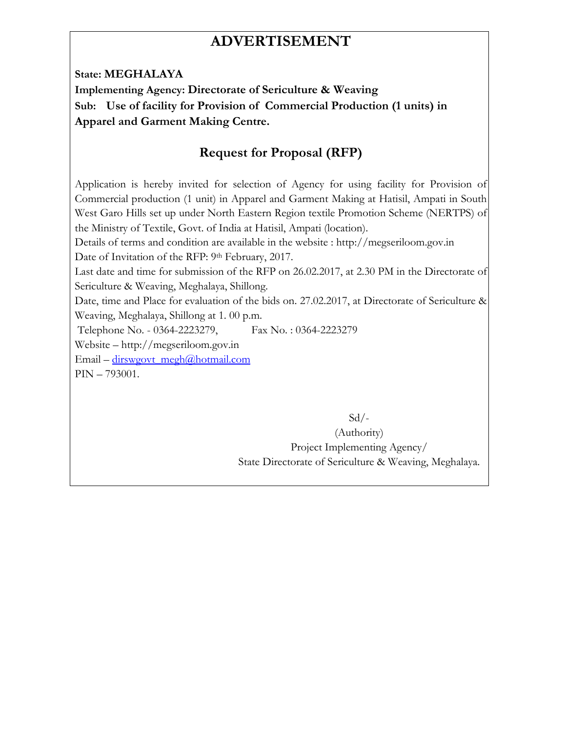# ADVERTISEMENT

**State: MEGHALAYA**

**Implementing Agency: Directorate of Sericulture & Weaving**

**Sub: Use of facility for Provision of Commercial Production (1 units) in Apparel and Garment Making Centre.**

## Request for Proposal (RFP)

Application is hereby invited for selection of Agency for using facility for Provision of Commercial production (1 unit) in Apparel and Garment Making at Hatisil, Ampati in South West Garo Hills set up under North Eastern Region textile Promotion Scheme (NERTPS) of the Ministry of Textile, Govt. of India at Hatisil, Ampati (location).

Details of terms and condition are available in the website : http://megseriloom.gov.in

Date of Invitation of the RFP: 9th February, 2017.

Last date and time for submission of the RFP on 26.02.2017, at 2.30 PM in the Directorate of Sericulture & Weaving, Meghalaya, Shillong.

Date, time and Place for evaluation of the bids on. 27.02.2017, at Directorate of Sericulture & Weaving, Meghalaya, Shillong at 1. 00 p.m.

Telephone No. - 0364-2223279, Fax No. : 0364-2223279

Website – http://megseriloom.gov.in

Email – dirswgovt_megh@hotmail.com

PIN – 793001.

Sd/-

(Authority)

Project Implementing Agency/

State Directorate of Sericulture & Weaving, Meghalaya.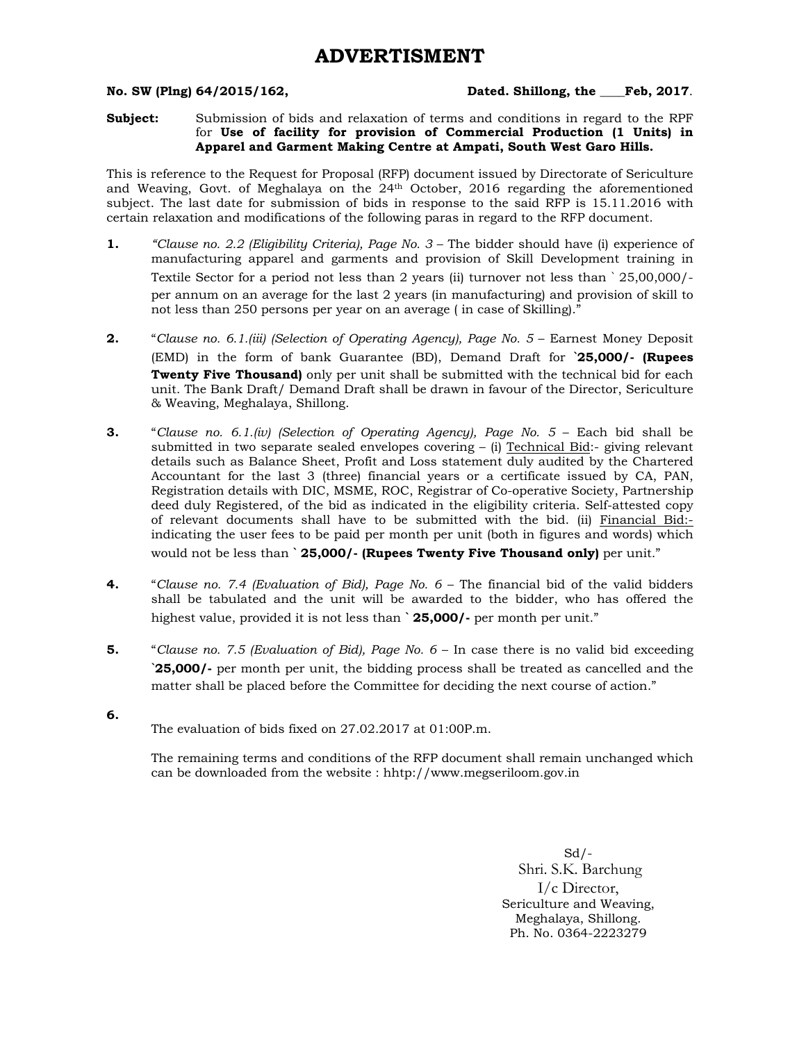# ADVERTISMENT

**No. SW (Plng) 64/2015/162,** **Dated. Shillong, the \_\_\_\_Feb, 2017**.

**Subject:** Submission of bids and relaxation of terms and conditions in regard to the RPF for **Use of facility for provision of Commercial Production (1 Units) in Apparel and Garment Making Centre at Ampati, South West Garo Hills.**

This is reference to the Request for Proposal (RFP) document issued by Directorate of Sericulture and Weaving, Govt. of Meghalaya on the 24th October, 2016 regarding the aforementioned subject. The last date for submission of bids in response to the said RFP is 15.11.2016 with certain relaxation and modifications of the following paras in regard to the RFP document.

**1.** *"Clause no. 2.2 (Eligibility Criteria), Page No. 3* – The bidder should have (i) experience of manufacturing apparel and garments and provision of Skill Development training in Textile Sector for a period not less than 2 years (ii) turnover not less than ` 25,00,000/- per annum on an average for the last 2 years (in manufacturing) and provision of skill to not less than 250 persons per year on an average ( in case of Skilling)."

**2.** "*Clause no. 6.1.(iii) (Selection of Operating Agency), Page No. 5* – Earnest Money Deposit (EMD) in the form of bank Guarantee (BD), Demand Draft for **`25,000/- (Rupees Twenty Five Thousand)** only per unit shall be submitted with the technical bid for each unit. The Bank Draft/ Demand Draft shall be drawn in favour of the Director, Sericulture & Weaving, Meghalaya, Shillong.

**3.** "*Clause no. 6.1.(iv) (Selection of Operating Agency), Page No. 5* – Each bid shall be submitted in two separate sealed envelopes covering – (i) Technical Bid:- giving relevant details such as Balance Sheet, Profit and Loss statement duly audited by the Chartered Accountant for the last 3 (three) financial years or a certificate issued by CA, PAN, Registration details with DIC, MSME, ROC, Registrar of Co-operative Society, Partnership deed duly Registered, of the bid as indicated in the eligibility criteria. Self-attested copy of relevant documents shall have to be submitted with the bid. (ii) Financial Bid:- indicating the user fees to be paid per month per unit (both in figures and words) which would not be less than ` **25,000/- (Rupees Twenty Five Thousand only)** per unit."

**4.** "*Clause no. 7.4 (Evaluation of Bid), Page No. 6* – The financial bid of the valid bidders shall be tabulated and the unit will be awarded to the bidder, who has offered the highest value, provided it is not less than ` **25,000/-** per month per unit."

**5.** "*Clause no. 7.5 (Evaluation of Bid), Page No. 6* – In case there is no valid bid exceeding **`25,000/-** per month per unit, the bidding process shall be treated as cancelled and the matter shall be placed before the Committee for deciding the next course of action."

**6.**

The evaluation of bids fixed on 27.02.2017 at 01:00P.m.

The remaining terms and conditions of the RFP document shall remain unchanged which can be downloaded from the website : hhtp://www.megseriloom.gov.in

Sd/-  
Shri. S.K. Barchung  
I/c Director,  
Sericulture and Weaving,  
Meghalaya, Shillong.  
Ph. No. 0364-2223279